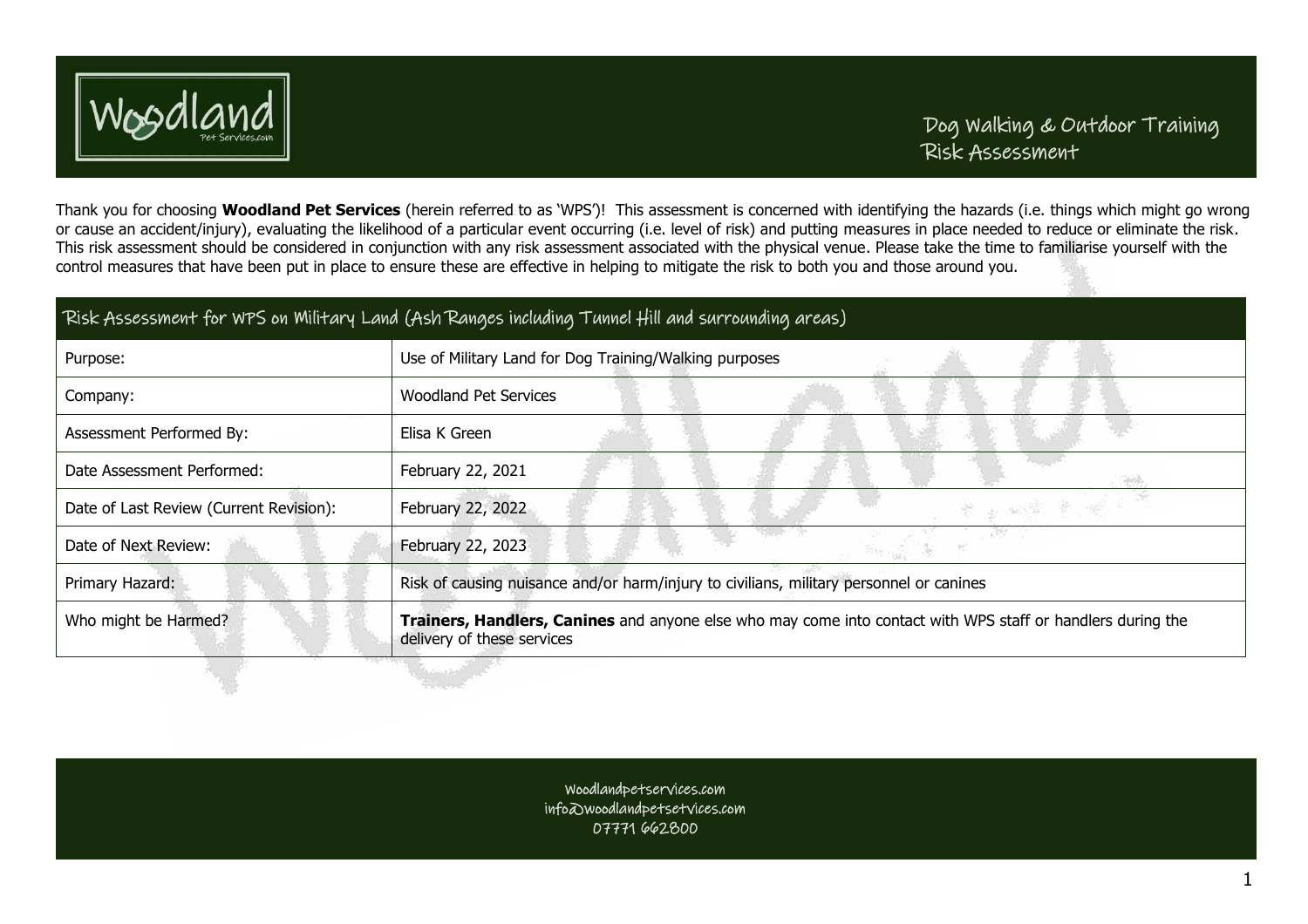# Dog Walking & Outdoor Training Risk Assessment

Thank you for choosing **Woodland Pet Services** (herein referred to as 'WPS')! This assessment is concerned with identifying the hazards (i.e. things which might go wrong or cause an accident/injury), evaluating the likelihood of a particular event occurring (i.e. level of risk) and putting measures in place needed to reduce or eliminate the risk. This risk assessment should be considered in conjunction with any risk assessment associated with the physical venue. Please take the time to familiarise yourself with the control measures that have been put in place to ensure these are effective in helping to mitigate the risk to both you and those around you.

| Risk Assessment for WPS on Military Land (Ash Ranges including Tunnel Hill and surrounding areas) | |
|---|---|
| Purpose: | Use of Military Land for Dog Training/Walking purposes |
| Company: | Woodland Pet Services |
| Assessment Performed By: | Elisa K Green |
| Date Assessment Performed: | February 22, 2021 |
| Date of Last Review (Current Revision): | February 22, 2022 |
| Date of Next Review: | February 22, 2023 |
| Primary Hazard: | Risk of causing nuisance and/or harm/injury to civilians, military personnel or canines |
| Who might be Harmed? | **Trainers, Handlers, Canines** and anyone else who may come into contact with WPS staff or handlers during the delivery of these services |

Woodlandpetservices.com
info@woodlandpetsetvices.com
07771 662800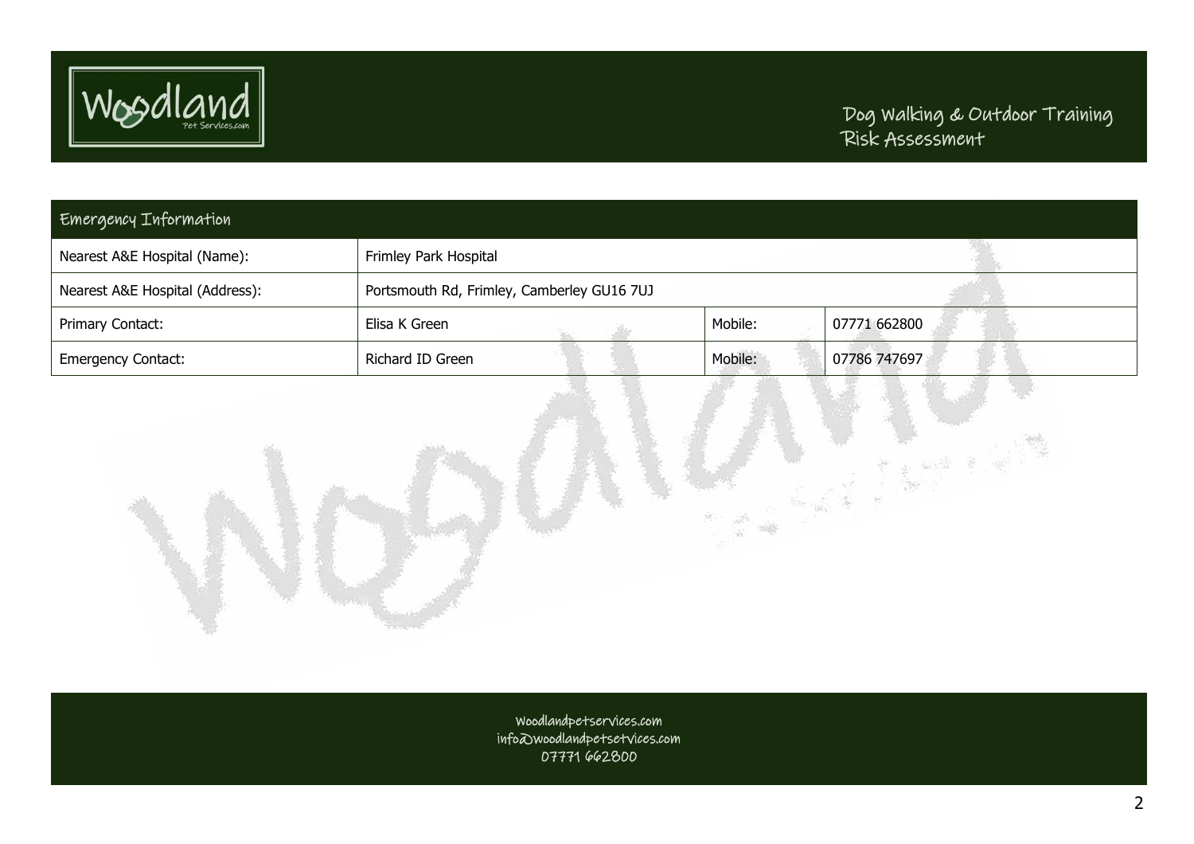| Emergency Information | | | |
|---|---|---|---|
| Nearest A&E Hospital (Name): | Frimley Park Hospital | | |
| Nearest A&E Hospital (Address): | Portsmouth Rd, Frimley, Camberley GU16 7UJ | | |
| Primary Contact: | Elisa K Green | Mobile: | 07771 662800 |
| Emergency Contact: | Richard ID Green | Mobile: | 07786 747697 |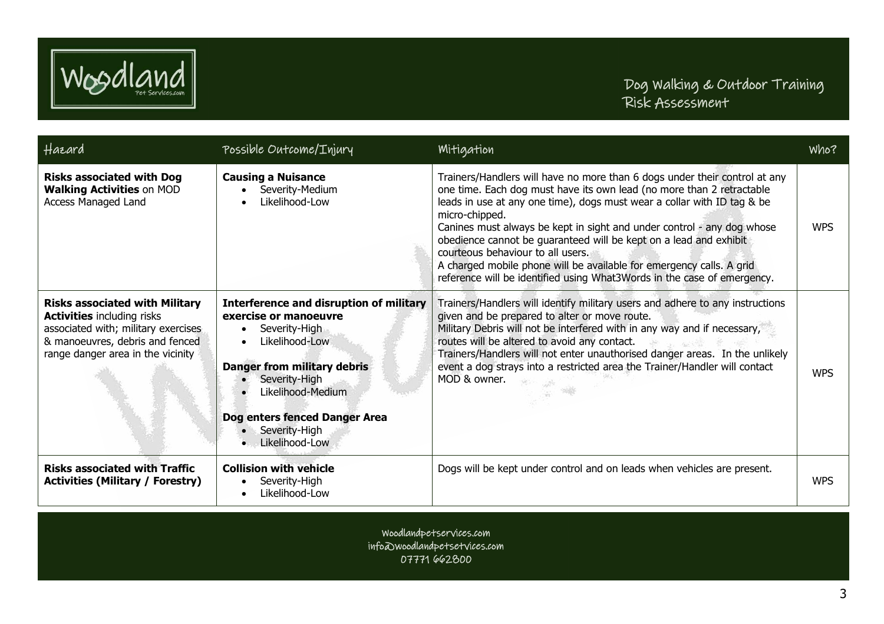| Hazard | Possible Outcome/Injury | Mitigation | Who? |
|---|---|---|---|
| **Risks associated with Dog Walking Activities** on MOD Access Managed Land | **Causing a Nuisance**<br>• Severity-Medium<br>• Likelihood-Low | Trainers/Handlers will have no more than 6 dogs under their control at any one time. Each dog must have its own lead (no more than 2 retractable leads in use at any one time), dogs must wear a collar with ID tag & be micro-chipped.<br>Canines must always be kept in sight and under control - any dog whose obedience cannot be guaranteed will be kept on a lead and exhibit courteous behaviour to all users.<br>A charged mobile phone will be available for emergency calls. A grid reference will be identified using What3Words in the case of emergency. | WPS |
| **Risks associated with Military Activities** including risks associated with; military exercises & manoeuvres, debris and fenced range danger area in the vicinity | **Interference and disruption of military exercise or manoeuvre**<br>• Severity-High<br>• Likelihood-Low<br><br>**Danger from military debris**<br>• Severity-High<br>• Likelihood-Medium<br><br>**Dog enters fenced Danger Area**<br>• Severity-High<br>• Likelihood-Low | Trainers/Handlers will identify military users and adhere to any instructions given and be prepared to alter or move route.<br>Military Debris will not be interfered with in any way and if necessary, routes will be altered to avoid any contact.<br>Trainers/Handlers will not enter unauthorised danger areas. In the unlikely event a dog strays into a restricted area the Trainer/Handler will contact MOD & owner. | WPS |
| **Risks associated with Traffic Activities (Military / Forestry)** | **Collision with vehicle**<br>• Severity-High<br>• Likelihood-Low | Dogs will be kept under control and on leads when vehicles are present. | WPS |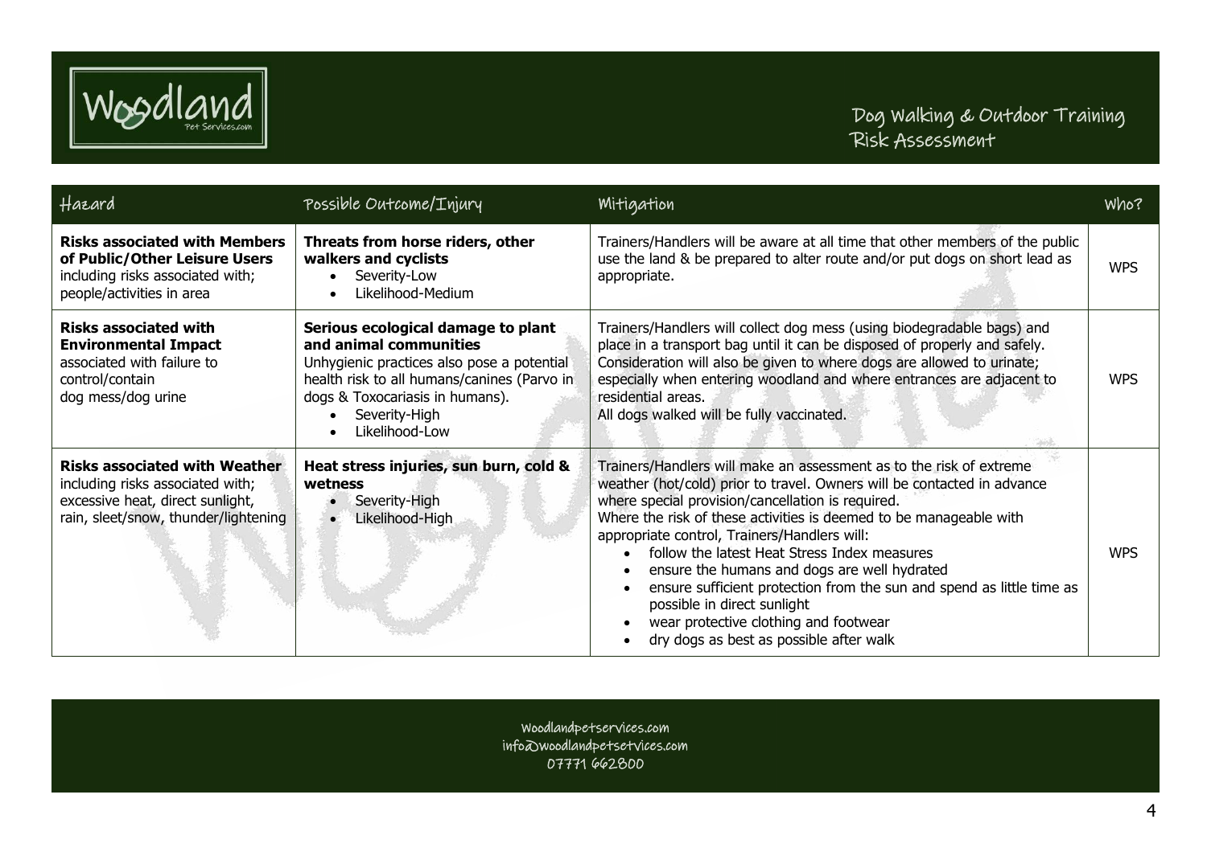| Hazard | Possible Outcome/Injury | Mitigation | Who? |
|---|---|---|---|
| **Risks associated with Members of Public/Other Leisure Users** including risks associated with; people/activities in area | **Threats from horse riders, other walkers and cyclists**<br>• Severity-Low<br>• Likelihood-Medium | Trainers/Handlers will be aware at all time that other members of the public use the land & be prepared to alter route and/or put dogs on short lead as appropriate. | WPS |
| **Risks associated with Environmental Impact** associated with failure to control/contain dog mess/dog urine | **Serious ecological damage to plant and animal communities**<br>Unhygienic practices also pose a potential health risk to all humans/canines (Parvo in dogs & Toxocariasis in humans).<br>• Severity-High<br>• Likelihood-Low | Trainers/Handlers will collect dog mess (using biodegradable bags) and place in a transport bag until it can be disposed of properly and safely. Consideration will also be given to where dogs are allowed to urinate; especially when entering woodland and where entrances are adjacent to residential areas.<br>All dogs walked will be fully vaccinated. | WPS |
| **Risks associated with Weather** including risks associated with; excessive heat, direct sunlight, rain, sleet/snow, thunder/lightening | **Heat stress injuries, sun burn, cold & wetness**<br>• Severity-High<br>• Likelihood-High | Trainers/Handlers will make an assessment as to the risk of extreme weather (hot/cold) prior to travel. Owners will be contacted in advance where special provision/cancellation is required.<br>Where the risk of these activities is deemed to be manageable with appropriate control, Trainers/Handlers will:<br>• follow the latest Heat Stress Index measures<br>• ensure the humans and dogs are well hydrated<br>• ensure sufficient protection from the sun and spend as little time as possible in direct sunlight<br>• wear protective clothing and footwear<br>• dry dogs as best as possible after walk | WPS |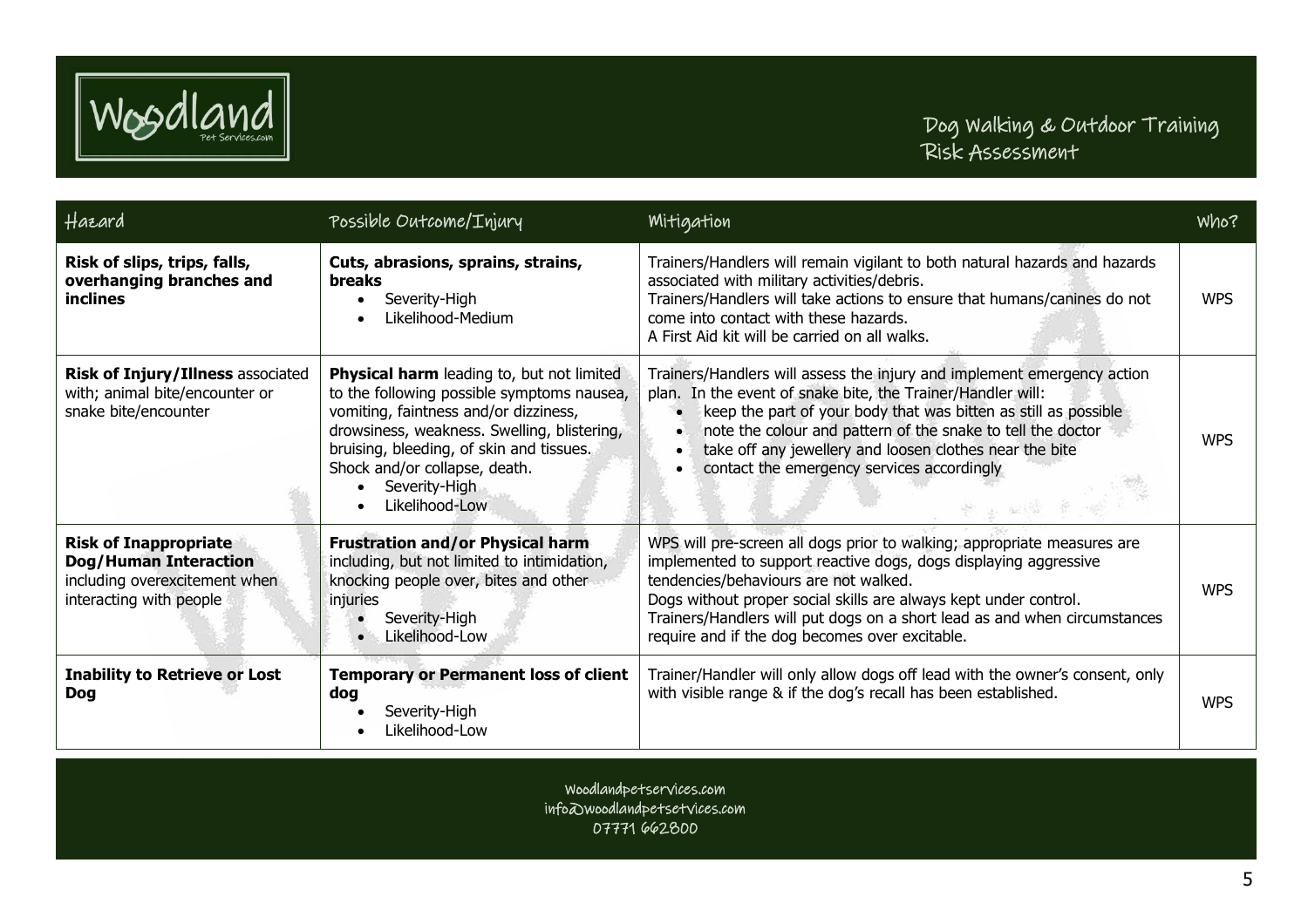# Dog Walking & Outdoor Training Risk Assessment

| Hazard | Possible Outcome/Injury | Mitigation | Who? |
|---|---|---|---|
| **Risk of slips, trips, falls, overhanging branches and inclines** | **Cuts, abrasions, sprains, strains, breaks**<br>• Severity-High<br>• Likelihood-Medium | Trainers/Handlers will remain vigilant to both natural hazards and hazards associated with military activities/debris.<br>Trainers/Handlers will take actions to ensure that humans/canines do not come into contact with these hazards.<br>A First Aid kit will be carried on all walks. | WPS |
| **Risk of Injury/Illness** associated with; animal bite/encounter or snake bite/encounter | **Physical harm** leading to, but not limited to the following possible symptoms nausea, vomiting, faintness and/or dizziness, drowsiness, weakness. Swelling, blistering, bruising, bleeding, of skin and tissues. Shock and/or collapse, death.<br>• Severity-High<br>• Likelihood-Low | Trainers/Handlers will assess the injury and implement emergency action plan. In the event of snake bite, the Trainer/Handler will:<br>• keep the part of your body that was bitten as still as possible<br>• note the colour and pattern of the snake to tell the doctor<br>• take off any jewellery and loosen clothes near the bite<br>• contact the emergency services accordingly | WPS |
| **Risk of Inappropriate Dog/Human Interaction** including overexcitement when interacting with people | **Frustration and/or Physical harm** including, but not limited to intimidation, knocking people over, bites and other injuries<br>• Severity-High<br>• Likelihood-Low | WPS will pre-screen all dogs prior to walking; appropriate measures are implemented to support reactive dogs, dogs displaying aggressive tendencies/behaviours are not walked.<br>Dogs without proper social skills are always kept under control.<br>Trainers/Handlers will put dogs on a short lead as and when circumstances require and if the dog becomes over excitable. | WPS |
| **Inability to Retrieve or Lost Dog** | **Temporary or Permanent loss of client dog**<br>• Severity-High<br>• Likelihood-Low | Trainer/Handler will only allow dogs off lead with the owner's consent, only with visible range & if the dog's recall has been established. | WPS |

Woodlandpetservices.com
info@woodlandpetsetvices.com
07771 662800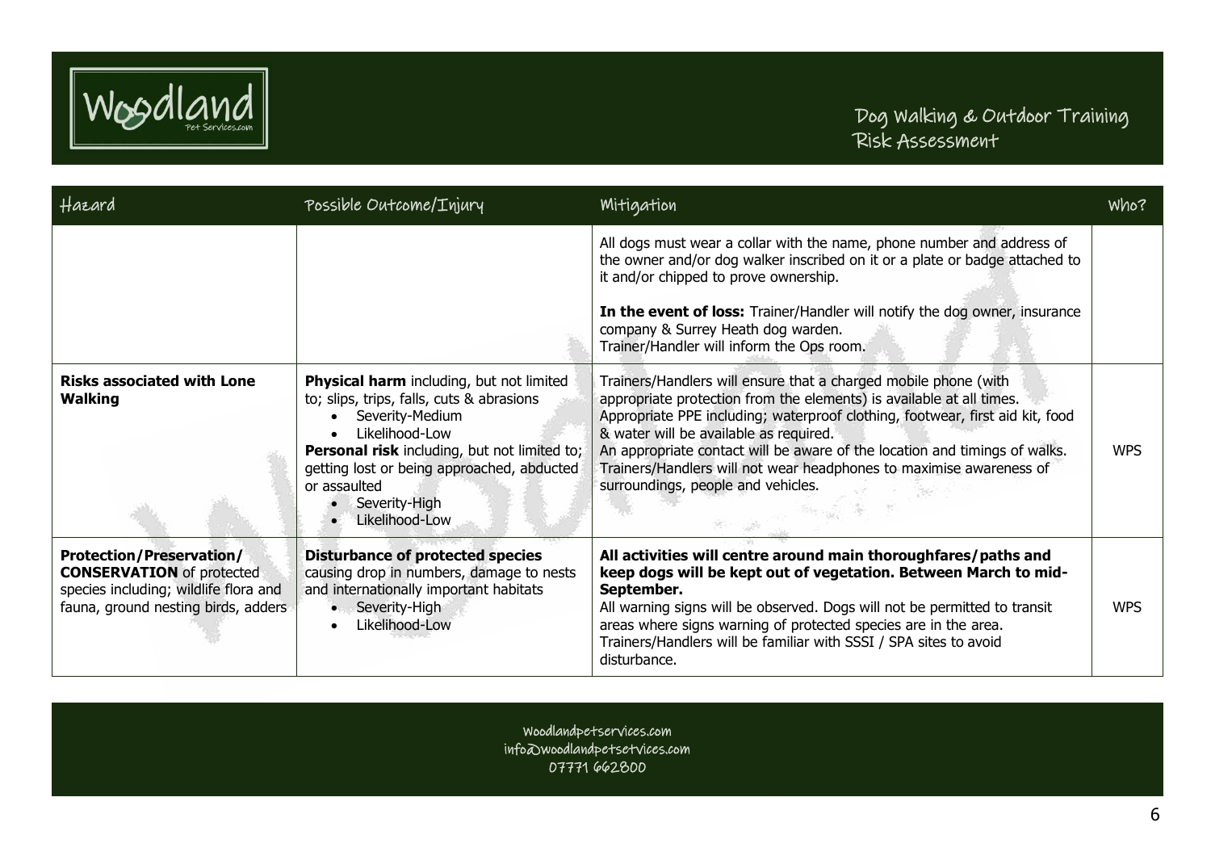| Hazard | Possible Outcome/Injury | Mitigation | Who? |
|---|---|---|---|
| | | All dogs must wear a collar with the name, phone number and address of the owner and/or dog walker inscribed on it or a plate or badge attached to it and/or chipped to prove ownership.<br><br>**In the event of loss:** Trainer/Handler will notify the dog owner, insurance company & Surrey Heath dog warden.<br>Trainer/Handler will inform the Ops room. | |
| **Risks associated with Lone Walking** | **Physical harm** including, but not limited to; slips, trips, falls, cuts & abrasions<br>• Severity-Medium<br>• Likelihood-Low<br>**Personal risk** including, but not limited to; getting lost or being approached, abducted or assaulted<br>• Severity-High<br>• Likelihood-Low | Trainers/Handlers will ensure that a charged mobile phone (with appropriate protection from the elements) is available at all times.<br>Appropriate PPE including; waterproof clothing, footwear, first aid kit, food & water will be available as required.<br>An appropriate contact will be aware of the location and timings of walks.<br>Trainers/Handlers will not wear headphones to maximise awareness of surroundings, people and vehicles. | WPS |
| **Protection/Preservation/ CONSERVATION** of protected species including; wildlife flora and fauna, ground nesting birds, adders | **Disturbance of protected species** causing drop in numbers, damage to nests and internationally important habitats<br>• Severity-High<br>• Likelihood-Low | **All activities will centre around main thoroughfares/paths and keep dogs will be kept out of vegetation. Between March to mid-September.**<br>All warning signs will be observed. Dogs will not be permitted to transit areas where signs warning of protected species are in the area.<br>Trainers/Handlers will be familiar with SSSI / SPA sites to avoid disturbance. | WPS |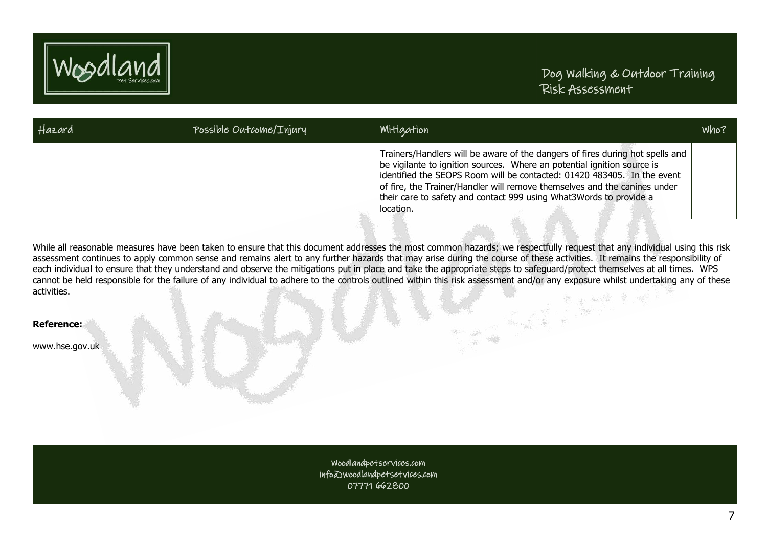| Hazard | Possible Outcome/Injury | Mitigation | Who? |
| --- | --- | --- | --- |
| | | Trainers/Handlers will be aware of the dangers of fires during hot spells and be vigilante to ignition sources. Where an potential ignition source is identified the SEOPS Room will be contacted: 01420 483405. In the event of fire, the Trainer/Handler will remove themselves and the canines under their care to safety and contact 999 using What3Words to provide a location. | |

While all reasonable measures have been taken to ensure that this document addresses the most common hazards; we respectfully request that any individual using this risk assessment continues to apply common sense and remains alert to any further hazards that may arise during the course of these activities. It remains the responsibility of each individual to ensure that they understand and observe the mitigations put in place and take the appropriate steps to safeguard/protect themselves at all times. WPS cannot be held responsible for the failure of any individual to adhere to the controls outlined within this risk assessment and/or any exposure whilst undertaking any of these activities.

**Reference:**

www.hse.gov.uk